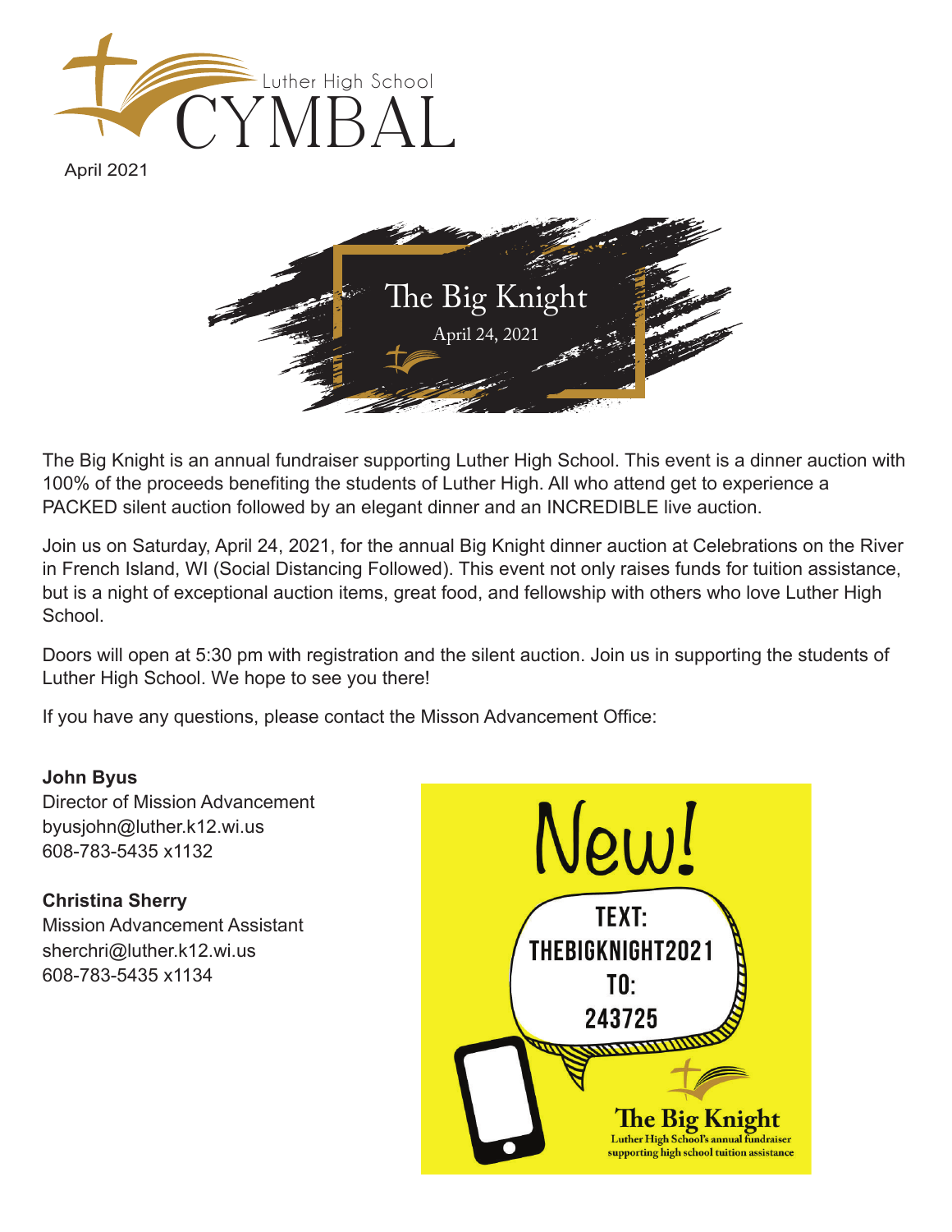# Luther High School CYMBAL

April 2021

## The Big Knight

April 24, 2021

The Big Knight is an annual fundraiser supporting Luther High School. This event is a dinner auction with 100% of the proceeds benefiting the students of Luther High. All who attend get to experience a PACKED silent auction followed by an elegant dinner and an INCREDIBLE live auction.

Join us on Saturday, April 24, 2021, for the annual Big Knight dinner auction at Celebrations on the River in French Island, WI (Social Distancing Followed). This event not only raises funds for tuition assistance, but is a night of exceptional auction items, great food, and fellowship with others who love Luther High School.

Doors will open at 5:30 pm with registration and the silent auction. Join us in supporting the students of Luther High School. We hope to see you there!

If you have any questions, please contact the Misson Advancement Office:

**John Byus**
Director of Mission Advancement
byusjohn@luther.k12.wi.us
608-783-5435 x1132

**Christina Sherry**
Mission Advancement Assistant
sherchri@luther.k12.wi.us
608-783-5435 x1134

New!

TEXT: THEBIGKNIGHT2021 TO: 243725

The Big Knight
Luther High School's annual fundraiser supporting high school tuition assistance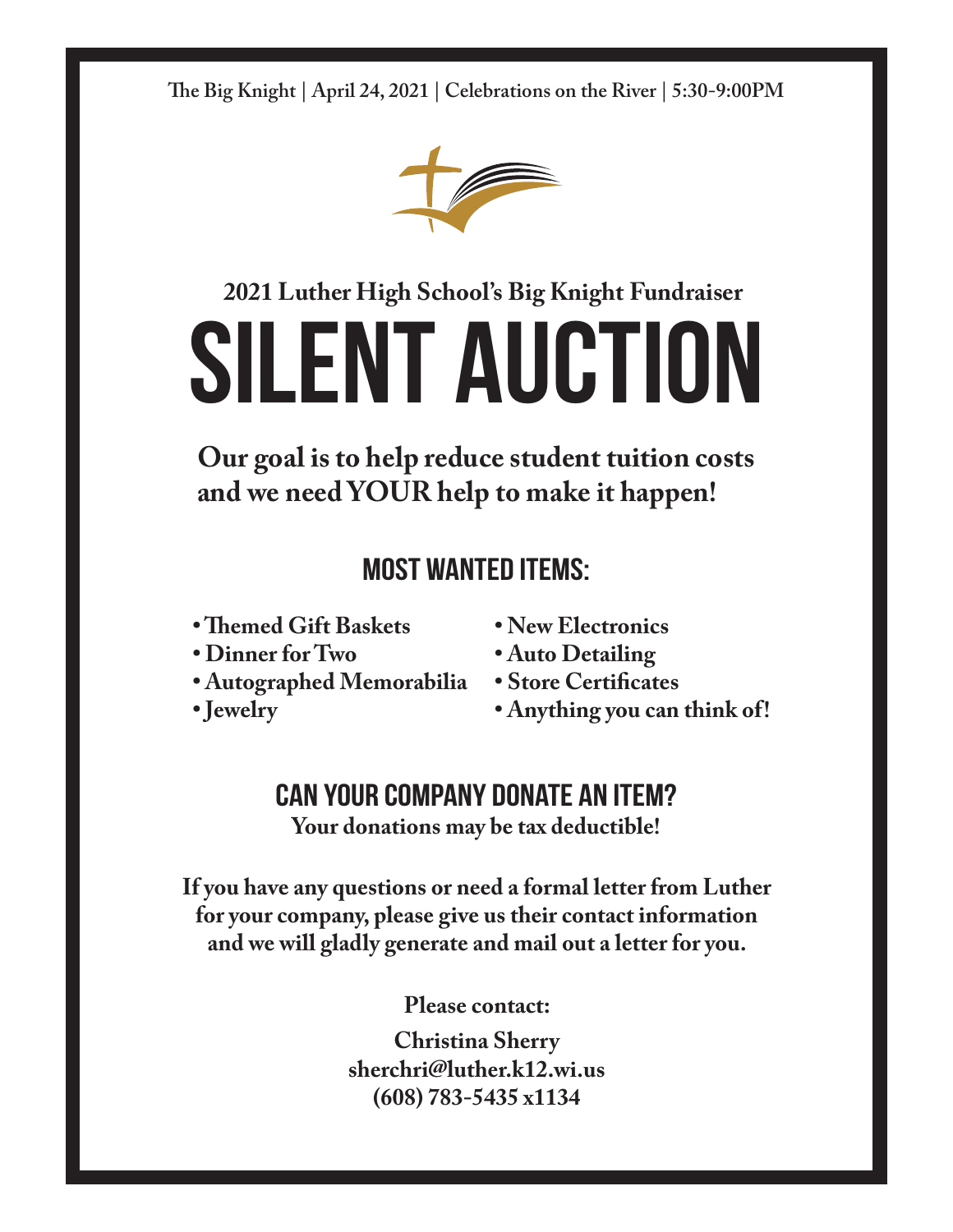The Big Knight | April 24, 2021 | Celebrations on the River | 5:30-9:00PM

## 2021 Luther High School's Big Knight Fundraiser

# SILENT AUCTION

**Our goal is to help reduce student tuition costs and we need YOUR help to make it happen!**

## MOST WANTED ITEMS:

- **Themed Gift Baskets**
- **Dinner for Two**
- **Autographed Memorabilia**
- **Jewelry**
- **New Electronics**
- **Auto Detailing**
- **Store Certificates**
- **Anything you can think of!**

## CAN YOUR COMPANY DONATE AN ITEM?

**Your donations may be tax deductible!**

**If you have any questions or need a formal letter from Luther for your company, please give us their contact information and we will gladly generate and mail out a letter for you.**

**Please contact:**

**Christina Sherry**
**sherchri@luther.k12.wi.us**
**(608) 783-5435 x1134**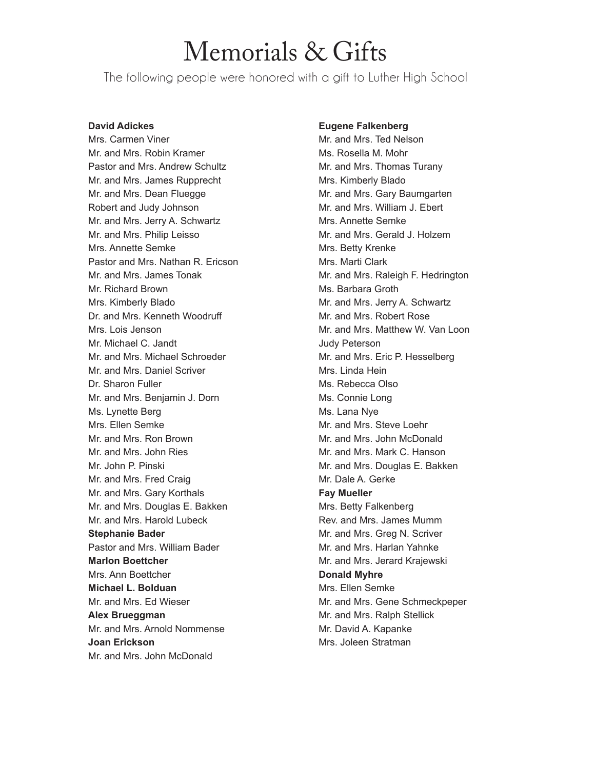# Memorials & Gifts

The following people were honored with a gift to Luther High School

**David Adickes**
Mrs. Carmen Viner
Mr. and Mrs. Robin Kramer
Pastor and Mrs. Andrew Schultz
Mr. and Mrs. James Rupprecht
Mr. and Mrs. Dean Fluegge
Robert and Judy Johnson
Mr. and Mrs. Jerry A. Schwartz
Mr. and Mrs. Philip Leisso
Mrs. Annette Semke
Pastor and Mrs. Nathan R. Ericson
Mr. and Mrs. James Tonak
Mr. Richard Brown
Mrs. Kimberly Blado
Dr. and Mrs. Kenneth Woodruff
Mrs. Lois Jenson
Mr. Michael C. Jandt
Mr. and Mrs. Michael Schroeder
Mr. and Mrs. Daniel Scriver
Dr. Sharon Fuller
Mr. and Mrs. Benjamin J. Dorn
Ms. Lynette Berg
Mrs. Ellen Semke
Mr. and Mrs. Ron Brown
Mr. and Mrs. John Ries
Mr. John P. Pinski
Mr. and Mrs. Fred Craig
Mr. and Mrs. Gary Korthals
Mr. and Mrs. Douglas E. Bakken
Mr. and Mrs. Harold Lubeck

**Stephanie Bader**
Pastor and Mrs. William Bader

**Marlon Boettcher**
Mrs. Ann Boettcher

**Michael L. Bolduan**
Mr. and Mrs. Ed Wieser

**Alex Brueggman**
Mr. and Mrs. Arnold Nommense

**Joan Erickson**
Mr. and Mrs. John McDonald

**Eugene Falkenberg**
Mr. and Mrs. Ted Nelson
Ms. Rosella M. Mohr
Mr. and Mrs. Thomas Turany
Mrs. Kimberly Blado
Mr. and Mrs. Gary Baumgarten
Mr. and Mrs. William J. Ebert
Mrs. Annette Semke
Mr. and Mrs. Gerald J. Holzem
Mrs. Betty Krenke
Mrs. Marti Clark
Mr. and Mrs. Raleigh F. Hedrington
Ms. Barbara Groth
Mr. and Mrs. Jerry A. Schwartz
Mr. and Mrs. Robert Rose
Mr. and Mrs. Matthew W. Van Loon
Judy Peterson
Mr. and Mrs. Eric P. Hesselberg
Mrs. Linda Hein
Ms. Rebecca Olso
Ms. Connie Long
Ms. Lana Nye
Mr. and Mrs. Steve Loehr
Mr. and Mrs. John McDonald
Mr. and Mrs. Mark C. Hanson
Mr. and Mrs. Douglas E. Bakken
Mr. Dale A. Gerke

**Fay Mueller**
Mrs. Betty Falkenberg
Rev. and Mrs. James Mumm
Mr. and Mrs. Greg N. Scriver
Mr. and Mrs. Harlan Yahnke
Mr. and Mrs. Jerard Krajewski

**Donald Myhre**
Mrs. Ellen Semke
Mr. and Mrs. Gene Schmeckpeper
Mr. and Mrs. Ralph Stellick
Mr. David A. Kapanke
Mrs. Joleen Stratman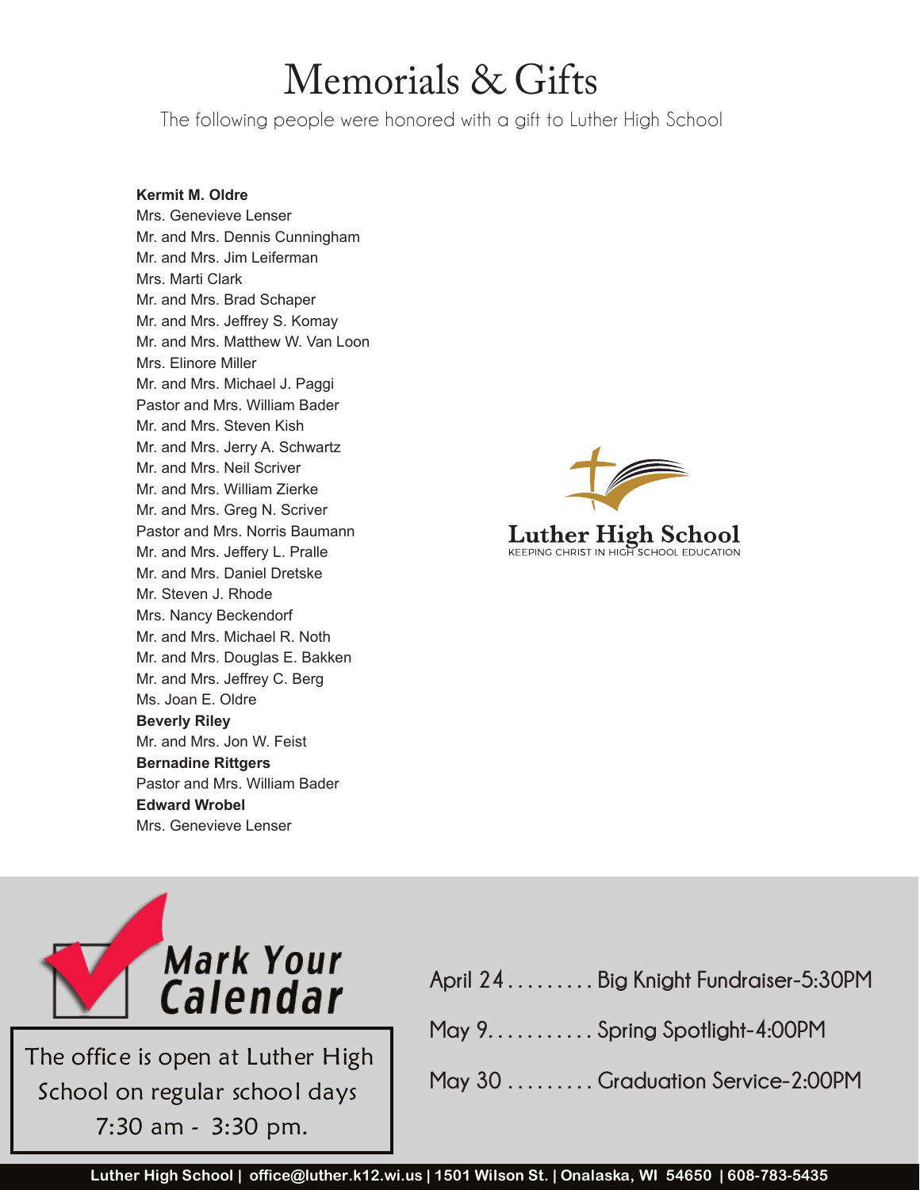# Memorials & Gifts

The following people were honored with a gift to Luther High School

**Kermit M. Oldre**
Mrs. Genevieve Lenser
Mr. and Mrs. Dennis Cunningham
Mr. and Mrs. Jim Leiferman
Mrs. Marti Clark
Mr. and Mrs. Brad Schaper
Mr. and Mrs. Jeffrey S. Komay
Mr. and Mrs. Matthew W. Van Loon
Mrs. Elinore Miller
Mr. and Mrs. Michael J. Paggi
Pastor and Mrs. William Bader
Mr. and Mrs. Steven Kish
Mr. and Mrs. Jerry A. Schwartz
Mr. and Mrs. Neil Scriver
Mr. and Mrs. William Zierke
Mr. and Mrs. Greg N. Scriver
Pastor and Mrs. Norris Baumann
Mr. and Mrs. Jeffery L. Pralle
Mr. and Mrs. Daniel Dretske
Mr. Steven J. Rhode
Mrs. Nancy Beckendorf
Mr. and Mrs. Michael R. Noth
Mr. and Mrs. Douglas E. Bakken
Mr. and Mrs. Jeffrey C. Berg
Ms. Joan E. Oldre

**Beverly Riley**
Mr. and Mrs. Jon W. Feist

**Bernadine Rittgers**
Pastor and Mrs. William Bader

**Edward Wrobel**
Mrs. Genevieve Lenser

Luther High School
KEEPING CHRIST IN HIGH SCHOOL EDUCATION

## Mark Your Calendar

The office is open at Luther High School on regular school days 7:30 am - 3:30 pm.

April 24......... Big Knight Fundraiser-5:30PM
May 9........... Spring Spotlight-4:00PM
May 30 ......... Graduation Service-2:00PM

Luther High School | office@luther.k12.wi.us | 1501 Wilson St. | Onalaska, WI 54650 | 608-783-5435